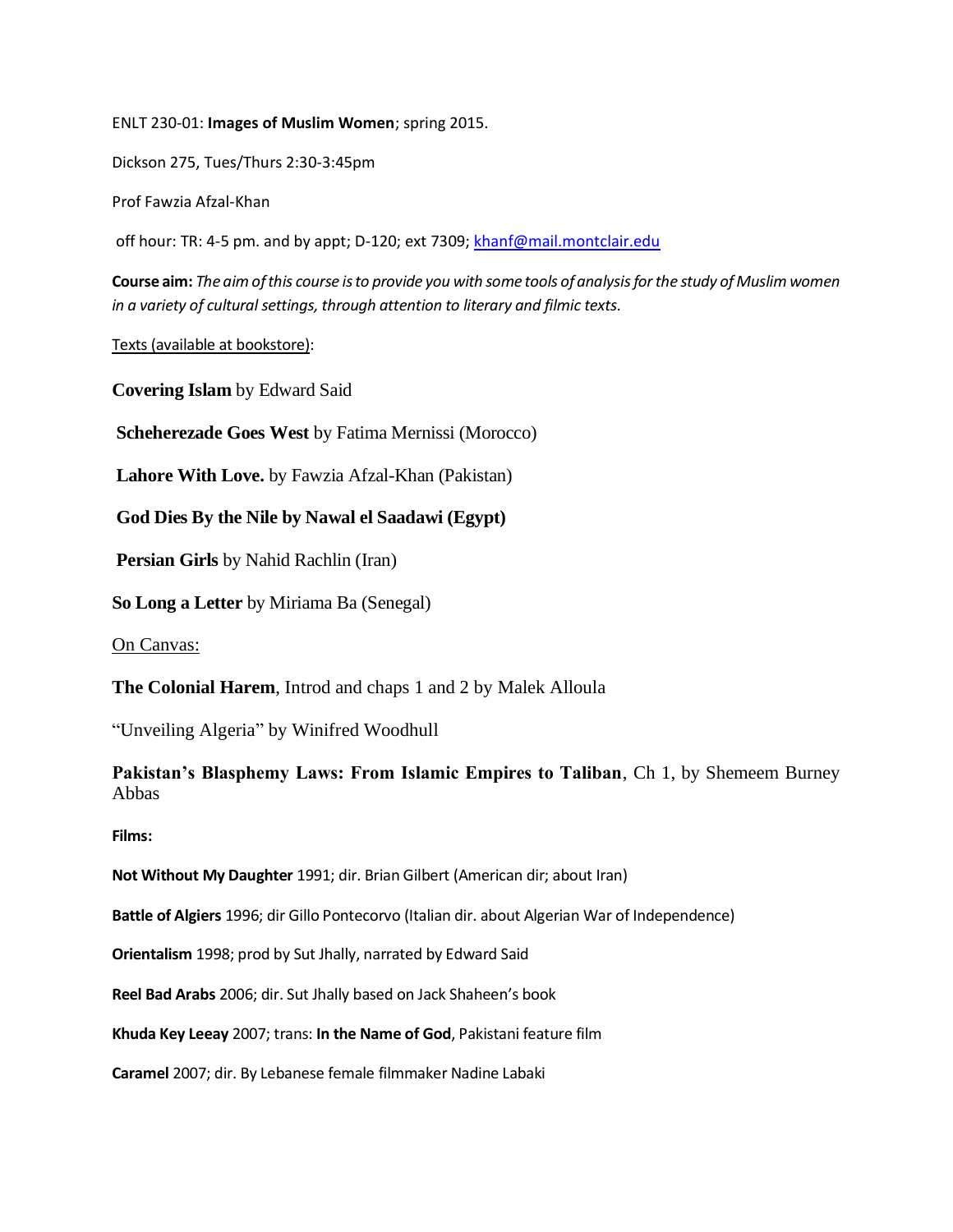ENLT 230-01: **Images of Muslim Women**; spring 2015.

Dickson 275, Tues/Thurs 2:30-3:45pm

Prof Fawzia Afzal-Khan

off hour: TR: 4-5 pm. and by appt; D-120; ext 7309; khanf@mail.montclair.edu

**Course aim:** *The aim of this course is to provide you with some tools of analysis for the study of Muslim women in a variety of cultural settings, through attention to literary and filmic texts.*

Texts (available at bookstore):

**Covering Islam** by Edward Said

**Scheherezade Goes West** by Fatima Mernissi (Morocco)

**Lahore With Love.** by Fawzia Afzal-Khan (Pakistan)

**God Dies By the Nile by Nawal el Saadawi (Egypt)**

**Persian Girls** by Nahid Rachlin (Iran)

**So Long a Letter** by Miriama Ba (Senegal)

On Canvas:

**The Colonial Harem**, Introd and chaps 1 and 2 by Malek Alloula

"Unveiling Algeria" by Winifred Woodhull

**Pakistan's Blasphemy Laws: From Islamic Empires to Taliban**, Ch 1, by Shemeem Burney Abbas

**Films:**

**Not Without My Daughter** 1991; dir. Brian Gilbert (American dir; about Iran)

**Battle of Algiers** 1996; dir Gillo Pontecorvo (Italian dir. about Algerian War of Independence)

**Orientalism** 1998; prod by Sut Jhally, narrated by Edward Said

**Reel Bad Arabs** 2006; dir. Sut Jhally based on Jack Shaheen's book

**Khuda Key Leeay** 2007; trans: **In the Name of God**, Pakistani feature film

**Caramel** 2007; dir. By Lebanese female filmmaker Nadine Labaki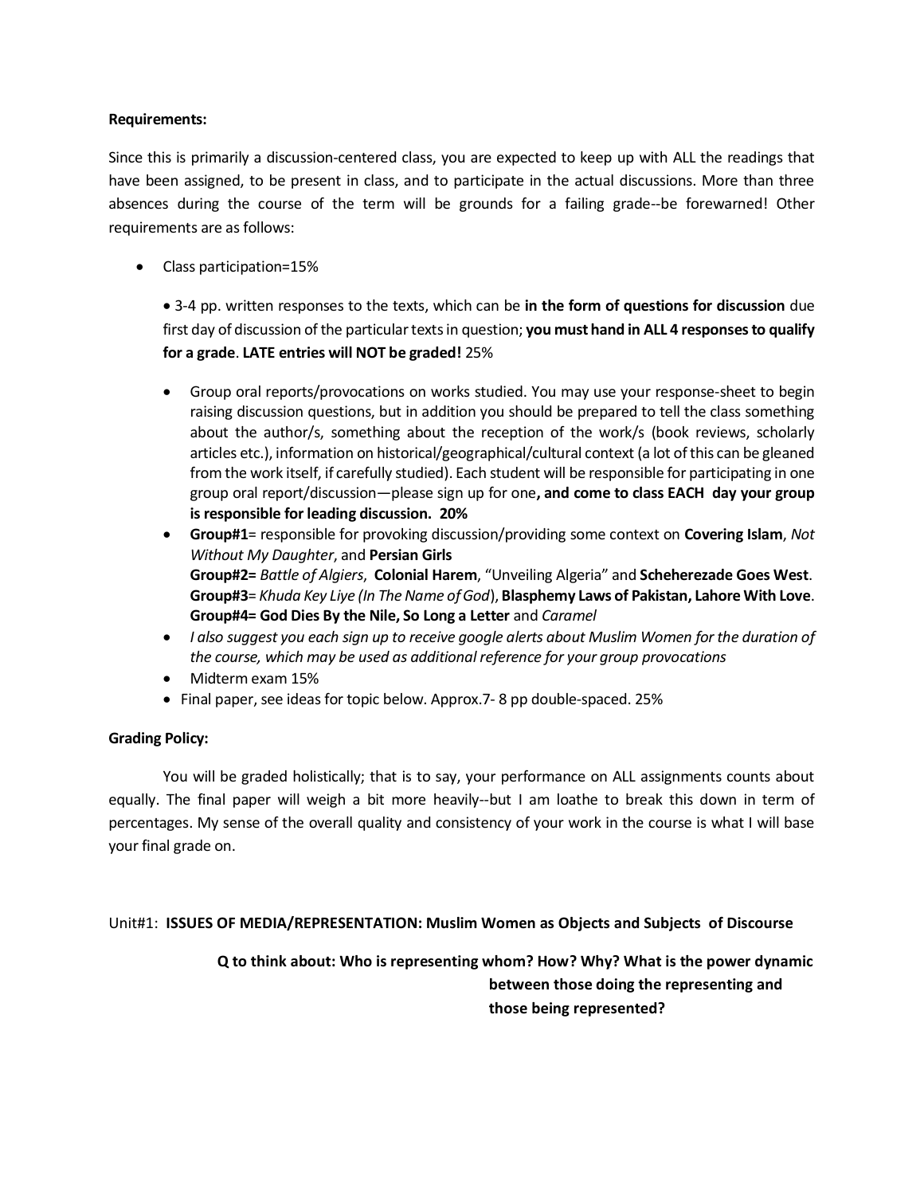**Requirements:**

Since this is primarily a discussion-centered class, you are expected to keep up with ALL the readings that have been assigned, to be present in class, and to participate in the actual discussions. More than three absences during the course of the term will be grounds for a failing grade--be forewarned! Other requirements are as follows:

- Class participation=15%

  • 3-4 pp. written responses to the texts, which can be **in the form of questions for discussion** due first day of discussion of the particular texts in question; **you must hand in ALL 4 responses to qualify for a grade**. **LATE entries will NOT be graded!** 25%

- Group oral reports/provocations on works studied. You may use your response-sheet to begin raising discussion questions, but in addition you should be prepared to tell the class something about the author/s, something about the reception of the work/s (book reviews, scholarly articles etc.), information on historical/geographical/cultural context (a lot of this can be gleaned from the work itself, if carefully studied). Each student will be responsible for participating in one group oral report/discussion—please sign up for one**, and come to class EACH day your group is responsible for leading discussion. 20%**
- **Group#1**= responsible for provoking discussion/providing some context on **Covering Islam**, *Not Without My Daughter*, and **Persian Girls**
  **Group#2=** *Battle of Algiers*, **Colonial Harem**, "Unveiling Algeria" and **Scheherezade Goes West**.
  **Group#3**= *Khuda Key Liye (In The Name of God)*, **Blasphemy Laws of Pakistan, Lahore With Love**.
  **Group#4= God Dies By the Nile, So Long a Letter** and *Caramel*
- *I also suggest you each sign up to receive google alerts about Muslim Women for the duration of the course, which may be used as additional reference for your group provocations*
- Midterm exam 15%
- Final paper, see ideas for topic below. Approx.7- 8 pp double-spaced. 25%

**Grading Policy:**

You will be graded holistically; that is to say, your performance on ALL assignments counts about equally. The final paper will weigh a bit more heavily--but I am loathe to break this down in term of percentages. My sense of the overall quality and consistency of your work in the course is what I will base your final grade on.

Unit#1: **ISSUES OF MEDIA/REPRESENTATION: Muslim Women as Objects and Subjects of Discourse**

**Q to think about: Who is representing whom? How? Why? What is the power dynamic between those doing the representing and those being represented?**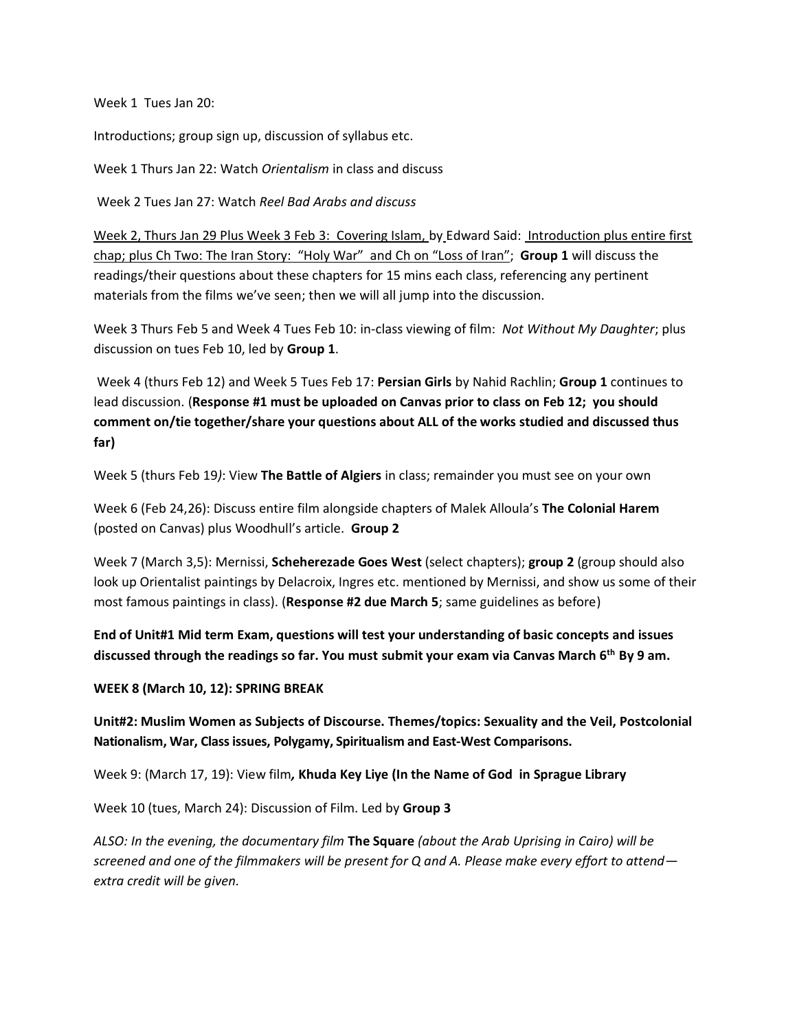Week 1 Tues Jan 20:

Introductions; group sign up, discussion of syllabus etc.

Week 1 Thurs Jan 22: Watch *Orientalism* in class and discuss

Week 2 Tues Jan 27: Watch *Reel Bad Arabs and discuss*

Week 2, Thurs Jan 29 Plus Week 3 Feb 3: Covering Islam, by Edward Said: Introduction plus entire first chap; plus Ch Two: The Iran Story: "Holy War" and Ch on "Loss of Iran"; **Group 1** will discuss the readings/their questions about these chapters for 15 mins each class, referencing any pertinent materials from the films we've seen; then we will all jump into the discussion.

Week 3 Thurs Feb 5 and Week 4 Tues Feb 10: in-class viewing of film: *Not Without My Daughter*; plus discussion on tues Feb 10, led by **Group 1**.

Week 4 (thurs Feb 12) and Week 5 Tues Feb 17: **Persian Girls** by Nahid Rachlin; **Group 1** continues to lead discussion. (**Response #1 must be uploaded on Canvas prior to class on Feb 12; you should comment on/tie together/share your questions about ALL of the works studied and discussed thus far)**

Week 5 (thurs Feb 19*)*: View **The Battle of Algiers** in class; remainder you must see on your own

Week 6 (Feb 24,26): Discuss entire film alongside chapters of Malek Alloula's **The Colonial Harem** (posted on Canvas) plus Woodhull's article. **Group 2**

Week 7 (March 3,5): Mernissi, **Scheherezade Goes West** (select chapters); **group 2** (group should also look up Orientalist paintings by Delacroix, Ingres etc. mentioned by Mernissi, and show us some of their most famous paintings in class). (**Response #2 due March 5**; same guidelines as before)

**End of Unit#1 Mid term Exam, questions will test your understanding of basic concepts and issues discussed through the readings so far. You must submit your exam via Canvas March 6th By 9 am.**

**WEEK 8 (March 10, 12): SPRING BREAK**

**Unit#2: Muslim Women as Subjects of Discourse. Themes/topics: Sexuality and the Veil, Postcolonial Nationalism, War, Class issues, Polygamy, Spiritualism and East-West Comparisons.**

Week 9: (March 17, 19): View film*,* **Khuda Key Liye (In the Name of God in Sprague Library**

Week 10 (tues, March 24): Discussion of Film. Led by **Group 3**

*ALSO: In the evening, the documentary film* **The Square** *(about the Arab Uprising in Cairo) will be screened and one of the filmmakers will be present for Q and A. Please make every effort to attend—extra credit will be given.*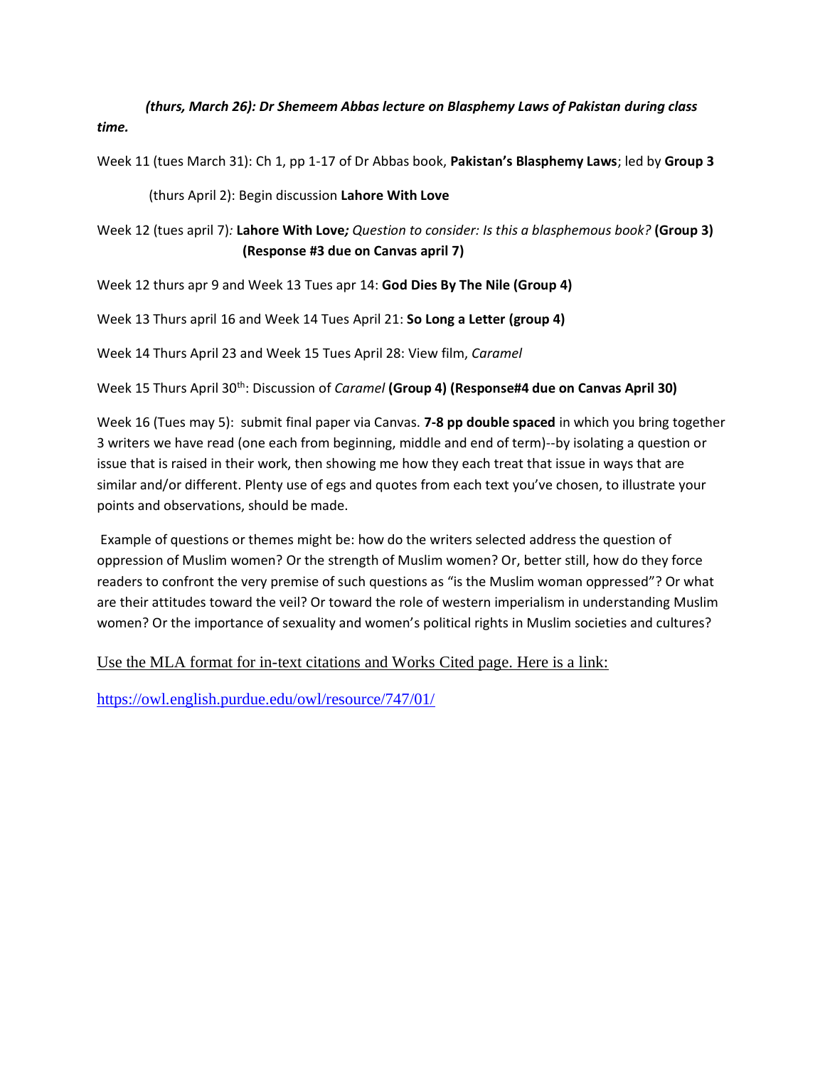***(thurs, March 26): Dr Shemeem Abbas lecture on Blasphemy Laws of Pakistan during class time.***

Week 11 (tues March 31): Ch 1, pp 1-17 of Dr Abbas book, **Pakistan's Blasphemy Laws**; led by **Group 3**

(thurs April 2): Begin discussion **Lahore With Love**

Week 12 (tues april 7)*:* **Lahore With Love*;*** *Question to consider: Is this a blasphemous book?* **(Group 3) (Response #3 due on Canvas april 7)**

Week 12 thurs apr 9 and Week 13 Tues apr 14: **God Dies By The Nile (Group 4)**

Week 13 Thurs april 16 and Week 14 Tues April 21: **So Long a Letter (group 4)**

Week 14 Thurs April 23 and Week 15 Tues April 28: View film, *Caramel*

Week 15 Thurs April 30th: Discussion of *Caramel* **(Group 4) (Response#4 due on Canvas April 30)**

Week 16 (Tues may 5): submit final paper via Canvas. **7-8 pp double spaced** in which you bring together 3 writers we have read (one each from beginning, middle and end of term)--by isolating a question or issue that is raised in their work, then showing me how they each treat that issue in ways that are similar and/or different. Plenty use of egs and quotes from each text you've chosen, to illustrate your points and observations, should be made.

Example of questions or themes might be: how do the writers selected address the question of oppression of Muslim women? Or the strength of Muslim women? Or, better still, how do they force readers to confront the very premise of such questions as "is the Muslim woman oppressed"? Or what are their attitudes toward the veil? Or toward the role of western imperialism in understanding Muslim women? Or the importance of sexuality and women's political rights in Muslim societies and cultures?

Use the MLA format for in-text citations and Works Cited page. Here is a link:

https://owl.english.purdue.edu/owl/resource/747/01/